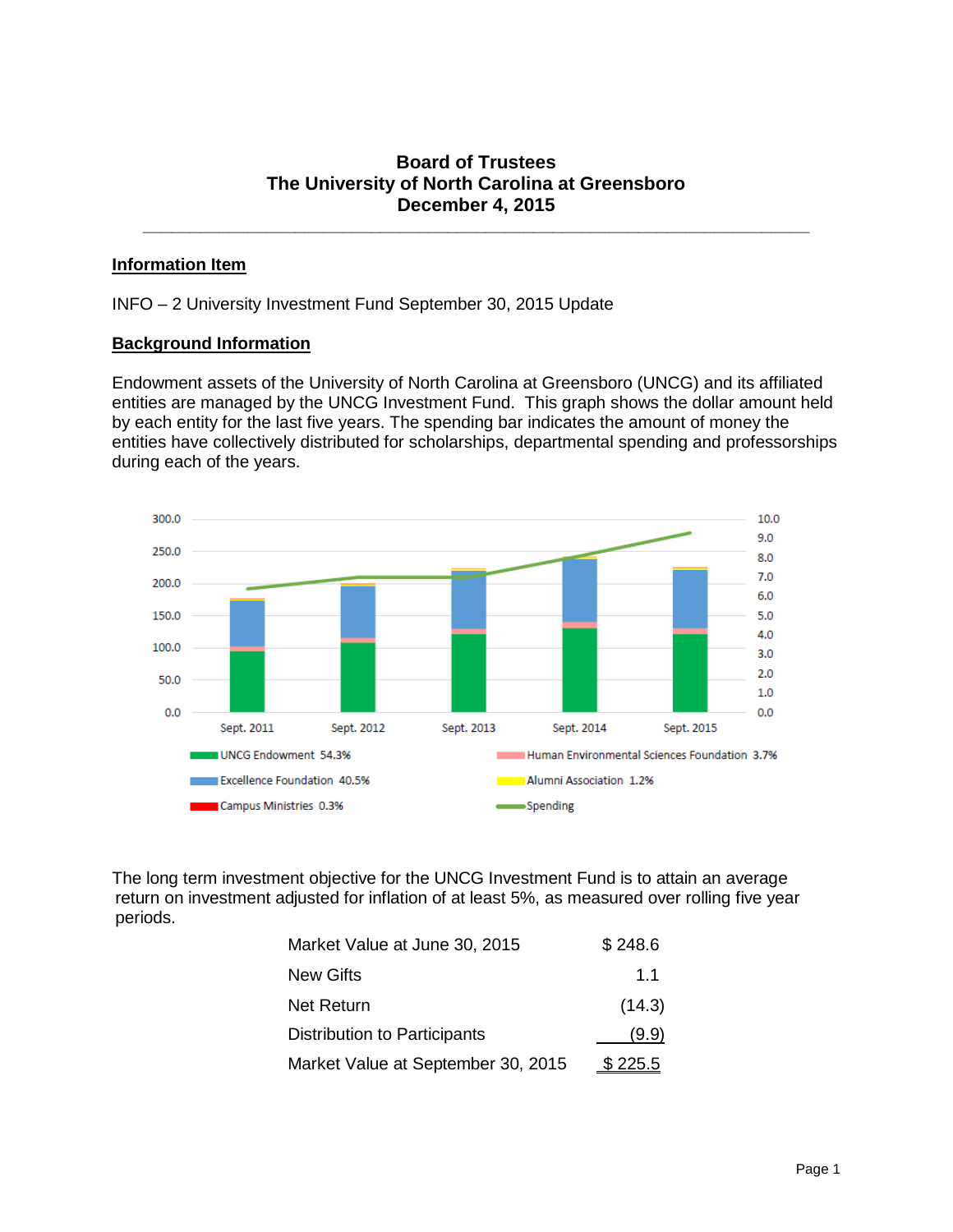**Board of Trustees**
**The University of North Carolina at Greensboro**
**December 4, 2015**

---

**Information Item**

INFO – 2 University Investment Fund September 30, 2015 Update

**Background Information**

Endowment assets of the University of North Carolina at Greensboro (UNCG) and its affiliated entities are managed by the UNCG Investment Fund. This graph shows the dollar amount held by each entity for the last five years. The spending bar indicates the amount of money the entities have collectively distributed for scholarships, departmental spending and professorships during each of the years.

The long term investment objective for the UNCG Investment Fund is to attain an average return on investment adjusted for inflation of at least 5%, as measured over rolling five year periods.

| | |
|---|---|
| Market Value at June 30, 2015 | $ 248.6 |
| New Gifts | 1.1 |
| Net Return | (14.3) |
| Distribution to Participants | (9.9) |
| Market Value at September 30, 2015 | $ 225.5 |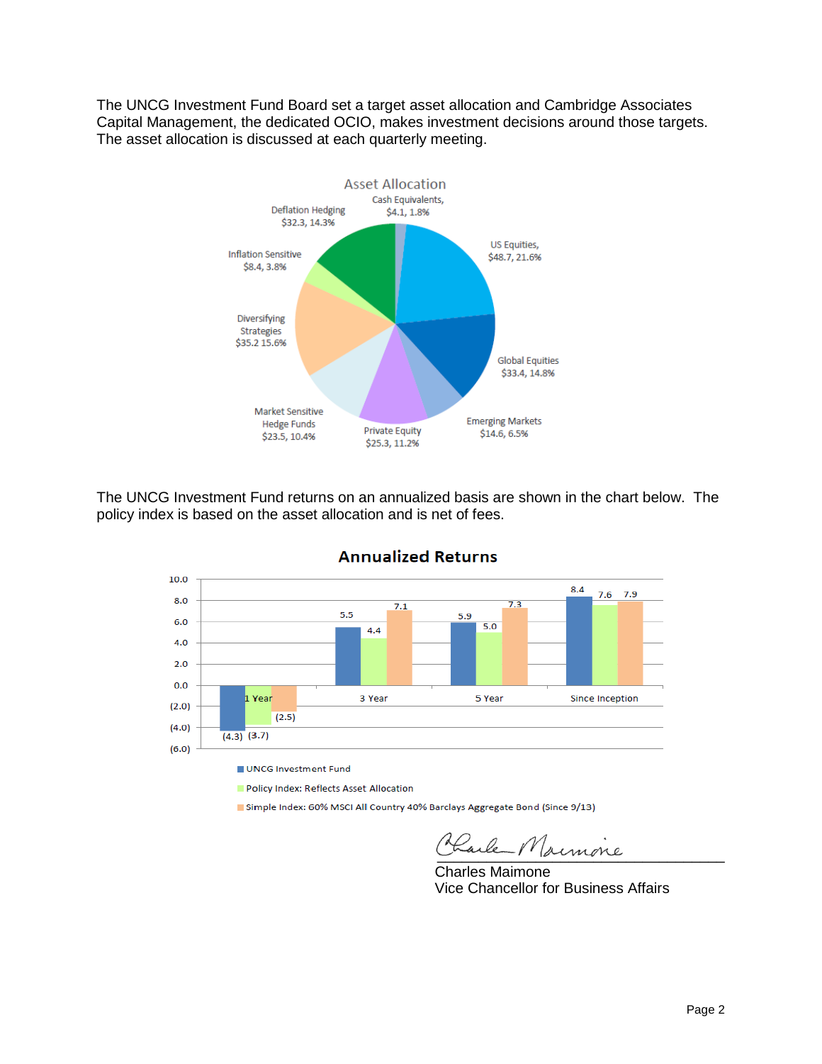The UNCG Investment Fund Board set a target asset allocation and Cambridge Associates Capital Management, the dedicated OCIO, makes investment decisions around those targets. The asset allocation is discussed at each quarterly meeting.

Asset Allocation

Cash Equivalents, $4.1, 1.8%

US Equities, $48.7, 21.6%

Global Equities $33.4, 14.8%

Emerging Markets $14.6, 6.5%

Private Equity $25.3, 11.2%

Market Sensitive Hedge Funds $23.5, 10.4%

Diversifying Strategies $35.2 15.6%

Inflation Sensitive $8.4, 3.8%

Deflation Hedging $32.3, 14.3%

The UNCG Investment Fund returns on an annualized basis are shown in the chart below. The policy index is based on the asset allocation and is net of fees.

Annualized Returns

10.0
8.0
6.0
4.0
2.0
0.0
(2.0)
(4.0)
(6.0)

1 Year: (4.3) (3.7) (2.5)

3 Year: 5.5 4.4 7.1

5 Year: 5.9 5.0 7.3

Since Inception: 8.4 7.6 7.9

UNCG Investment Fund

Policy Index: Reflects Asset Allocation

Simple Index: 60% MSCI All Country 40% Barclays Aggregate Bond (Since 9/13)

Charles Maimone
Vice Chancellor for Business Affairs